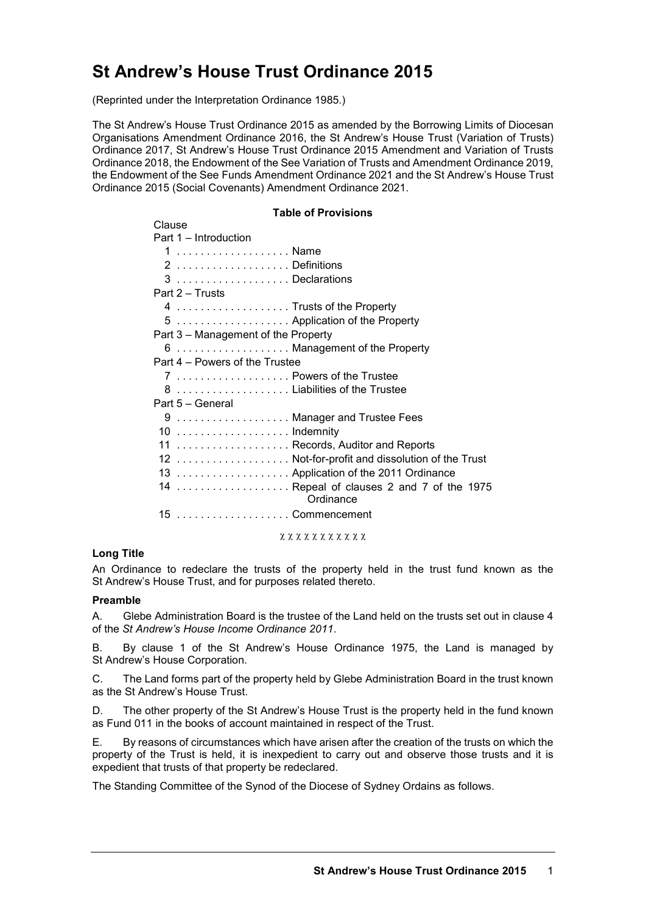# St Andrew's House Trust Ordinance 2015

(Reprinted under the Interpretation Ordinance 1985.)

The St Andrew's House Trust Ordinance 2015 as amended by the Borrowing Limits of Diocesan Organisations Amendment Ordinance 2016, the St Andrew's House Trust (Variation of Trusts) Ordinance 2017, St Andrew's House Trust Ordinance 2015 Amendment and Variation of Trusts Ordinance 2018, the Endowment of the See Variation of Trusts and Amendment Ordinance 2019, the Endowment of the See Funds Amendment Ordinance 2021 and the St Andrew's House Trust Ordinance 2015 (Social Covenants) Amendment Ordinance 2021.

**Table of Provisions**

Clause

Part 1 – Introduction

- 1 . . . . . . . . . . . . . . . . . . Name
- 2 . . . . . . . . . . . . . . . . . . Definitions
- 3 . . . . . . . . . . . . . . . . . . Declarations

Part 2 – Trusts

- 4 . . . . . . . . . . . . . . . . . . Trusts of the Property
- 5 . . . . . . . . . . . . . . . . . . Application of the Property

Part 3 – Management of the Property

- 6 . . . . . . . . . . . . . . . . . . Management of the Property

Part 4 – Powers of the Trustee

- 7 . . . . . . . . . . . . . . . . . . Powers of the Trustee
- 8 . . . . . . . . . . . . . . . . . . Liabilities of the Trustee

Part 5 – General

- 9 . . . . . . . . . . . . . . . . . . Manager and Trustee Fees
- 10 . . . . . . . . . . . . . . . . . . Indemnity
- 11 . . . . . . . . . . . . . . . . . . Records, Auditor and Reports
- 12 . . . . . . . . . . . . . . . . . . Not-for-profit and dissolution of the Trust
- 13 . . . . . . . . . . . . . . . . . . Application of the 2011 Ordinance
- 14 . . . . . . . . . . . . . . . . . . Repeal of clauses 2 and 7 of the 1975 Ordinance
- 15 . . . . . . . . . . . . . . . . . . Commencement

χ χ χ χ χ χ χ χ χ χ χ

**Long Title**

An Ordinance to redeclare the trusts of the property held in the trust fund known as the St Andrew's House Trust, and for purposes related thereto.

**Preamble**

A. Glebe Administration Board is the trustee of the Land held on the trusts set out in clause 4 of the *St Andrew's House Income Ordinance 2011*.

B. By clause 1 of the St Andrew's House Ordinance 1975, the Land is managed by St Andrew's House Corporation.

C. The Land forms part of the property held by Glebe Administration Board in the trust known as the St Andrew's House Trust.

D. The other property of the St Andrew's House Trust is the property held in the fund known as Fund 011 in the books of account maintained in respect of the Trust.

E. By reasons of circumstances which have arisen after the creation of the trusts on which the property of the Trust is held, it is inexpedient to carry out and observe those trusts and it is expedient that trusts of that property be redeclared.

The Standing Committee of the Synod of the Diocese of Sydney Ordains as follows.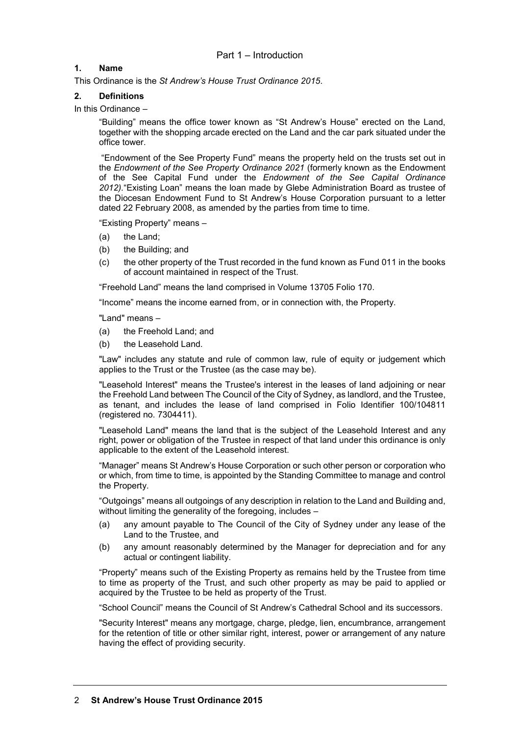Part 1 – Introduction

### 1. Name

This Ordinance is the *St Andrew's House Trust Ordinance 2015*.

### 2. Definitions

In this Ordinance –

"Building" means the office tower known as "St Andrew's House" erected on the Land, together with the shopping arcade erected on the Land and the car park situated under the office tower.

"Endowment of the See Property Fund" means the property held on the trusts set out in the *Endowment of the See Property Ordinance 2021* (formerly known as the Endowment of the See Capital Fund under the *Endowment of the See Capital Ordinance 2012).*"Existing Loan" means the loan made by Glebe Administration Board as trustee of the Diocesan Endowment Fund to St Andrew's House Corporation pursuant to a letter dated 22 February 2008, as amended by the parties from time to time.

"Existing Property" means –

(a) the Land;

(b) the Building; and

(c) the other property of the Trust recorded in the fund known as Fund 011 in the books of account maintained in respect of the Trust.

"Freehold Land" means the land comprised in Volume 13705 Folio 170.

"Income" means the income earned from, or in connection with, the Property.

"Land" means –

(a) the Freehold Land; and

(b) the Leasehold Land.

"Law" includes any statute and rule of common law, rule of equity or judgement which applies to the Trust or the Trustee (as the case may be).

"Leasehold Interest" means the Trustee's interest in the leases of land adjoining or near the Freehold Land between The Council of the City of Sydney, as landlord, and the Trustee, as tenant, and includes the lease of land comprised in Folio Identifier 100/104811 (registered no. 7304411).

"Leasehold Land" means the land that is the subject of the Leasehold Interest and any right, power or obligation of the Trustee in respect of that land under this ordinance is only applicable to the extent of the Leasehold interest.

"Manager" means St Andrew's House Corporation or such other person or corporation who or which, from time to time, is appointed by the Standing Committee to manage and control the Property.

"Outgoings" means all outgoings of any description in relation to the Land and Building and, without limiting the generality of the foregoing, includes –

(a) any amount payable to The Council of the City of Sydney under any lease of the Land to the Trustee, and

(b) any amount reasonably determined by the Manager for depreciation and for any actual or contingent liability.

"Property" means such of the Existing Property as remains held by the Trustee from time to time as property of the Trust, and such other property as may be paid to applied or acquired by the Trustee to be held as property of the Trust.

"School Council" means the Council of St Andrew's Cathedral School and its successors.

"Security Interest" means any mortgage, charge, pledge, lien, encumbrance, arrangement for the retention of title or other similar right, interest, power or arrangement of any nature having the effect of providing security.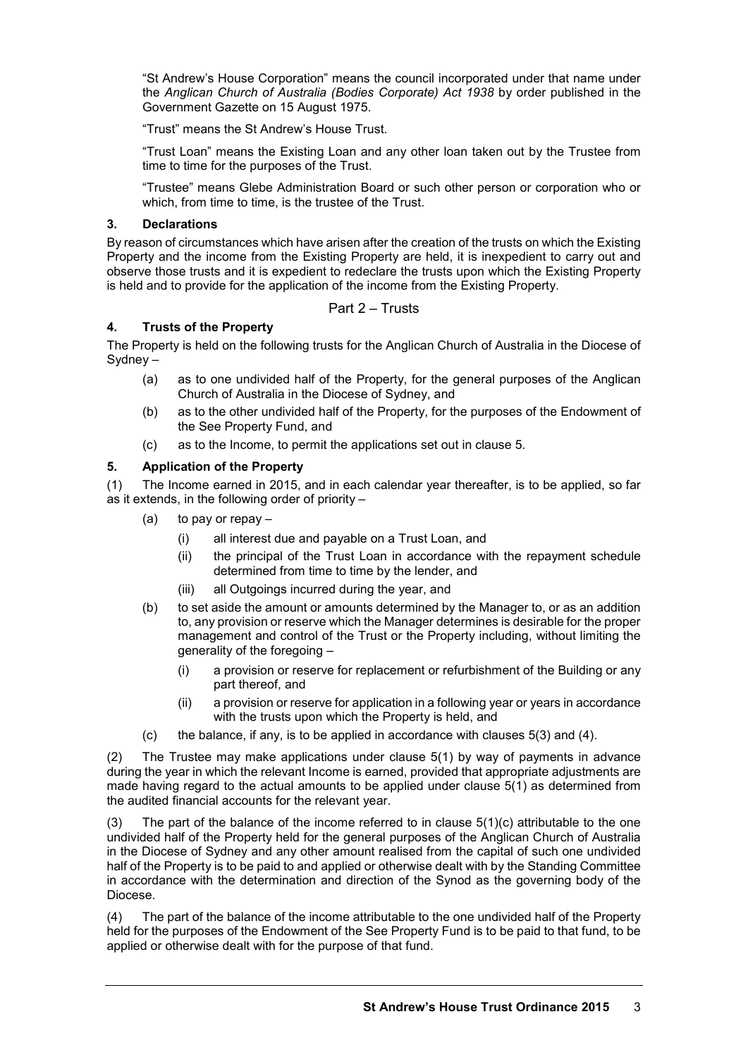"St Andrew's House Corporation" means the council incorporated under that name under the *Anglican Church of Australia (Bodies Corporate) Act 1938* by order published in the Government Gazette on 15 August 1975.

"Trust" means the St Andrew's House Trust.

"Trust Loan" means the Existing Loan and any other loan taken out by the Trustee from time to time for the purposes of the Trust.

"Trustee" means Glebe Administration Board or such other person or corporation who or which, from time to time, is the trustee of the Trust.

### 3. Declarations

By reason of circumstances which have arisen after the creation of the trusts on which the Existing Property and the income from the Existing Property are held, it is inexpedient to carry out and observe those trusts and it is expedient to redeclare the trusts upon which the Existing Property is held and to provide for the application of the income from the Existing Property.

## Part 2 – Trusts

### 4. Trusts of the Property

The Property is held on the following trusts for the Anglican Church of Australia in the Diocese of Sydney –

(a) as to one undivided half of the Property, for the general purposes of the Anglican Church of Australia in the Diocese of Sydney, and

(b) as to the other undivided half of the Property, for the purposes of the Endowment of the See Property Fund, and

(c) as to the Income, to permit the applications set out in clause 5.

### 5. Application of the Property

(1) The Income earned in 2015, and in each calendar year thereafter, is to be applied, so far as it extends, in the following order of priority –

(a) to pay or repay –

(i) all interest due and payable on a Trust Loan, and

(ii) the principal of the Trust Loan in accordance with the repayment schedule determined from time to time by the lender, and

(iii) all Outgoings incurred during the year, and

(b) to set aside the amount or amounts determined by the Manager to, or as an addition to, any provision or reserve which the Manager determines is desirable for the proper management and control of the Trust or the Property including, without limiting the generality of the foregoing –

(i) a provision or reserve for replacement or refurbishment of the Building or any part thereof, and

(ii) a provision or reserve for application in a following year or years in accordance with the trusts upon which the Property is held, and

(c) the balance, if any, is to be applied in accordance with clauses 5(3) and (4).

(2) The Trustee may make applications under clause 5(1) by way of payments in advance during the year in which the relevant Income is earned, provided that appropriate adjustments are made having regard to the actual amounts to be applied under clause 5(1) as determined from the audited financial accounts for the relevant year.

(3) The part of the balance of the income referred to in clause 5(1)(c) attributable to the one undivided half of the Property held for the general purposes of the Anglican Church of Australia in the Diocese of Sydney and any other amount realised from the capital of such one undivided half of the Property is to be paid to and applied or otherwise dealt with by the Standing Committee in accordance with the determination and direction of the Synod as the governing body of the Diocese.

(4) The part of the balance of the income attributable to the one undivided half of the Property held for the purposes of the Endowment of the See Property Fund is to be paid to that fund, to be applied or otherwise dealt with for the purpose of that fund.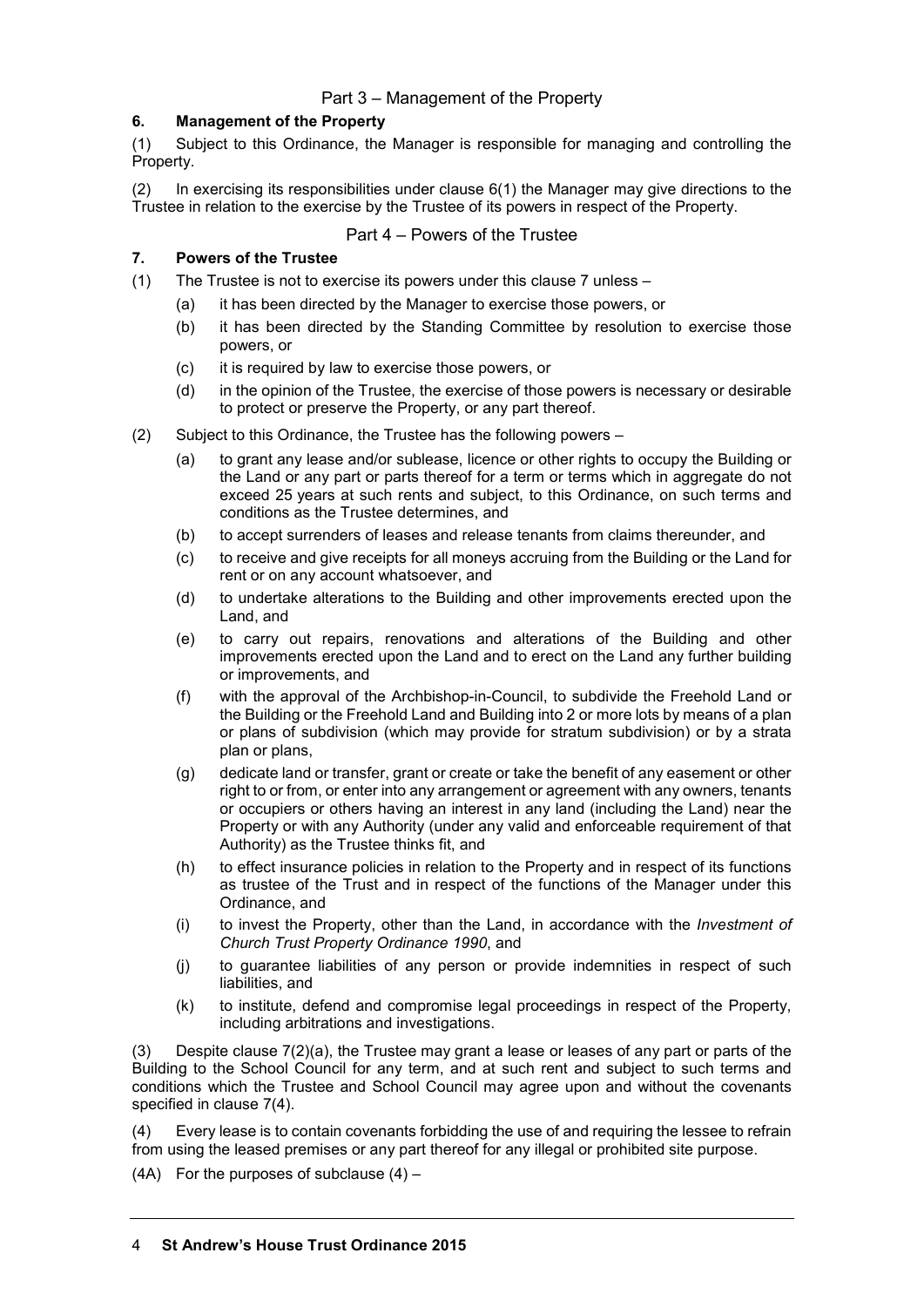## Part 3 – Management of the Property

### 6. Management of the Property

(1) Subject to this Ordinance, the Manager is responsible for managing and controlling the Property.

(2) In exercising its responsibilities under clause 6(1) the Manager may give directions to the Trustee in relation to the exercise by the Trustee of its powers in respect of the Property.

## Part 4 – Powers of the Trustee

### 7. Powers of the Trustee

(1) The Trustee is not to exercise its powers under this clause 7 unless –

- (a) it has been directed by the Manager to exercise those powers, or
- (b) it has been directed by the Standing Committee by resolution to exercise those powers, or
- (c) it is required by law to exercise those powers, or
- (d) in the opinion of the Trustee, the exercise of those powers is necessary or desirable to protect or preserve the Property, or any part thereof.

(2) Subject to this Ordinance, the Trustee has the following powers –

- (a) to grant any lease and/or sublease, licence or other rights to occupy the Building or the Land or any part or parts thereof for a term or terms which in aggregate do not exceed 25 years at such rents and subject, to this Ordinance, on such terms and conditions as the Trustee determines, and
- (b) to accept surrenders of leases and release tenants from claims thereunder, and
- (c) to receive and give receipts for all moneys accruing from the Building or the Land for rent or on any account whatsoever, and
- (d) to undertake alterations to the Building and other improvements erected upon the Land, and
- (e) to carry out repairs, renovations and alterations of the Building and other improvements erected upon the Land and to erect on the Land any further building or improvements, and
- (f) with the approval of the Archbishop-in-Council, to subdivide the Freehold Land or the Building or the Freehold Land and Building into 2 or more lots by means of a plan or plans of subdivision (which may provide for stratum subdivision) or by a strata plan or plans,
- (g) dedicate land or transfer, grant or create or take the benefit of any easement or other right to or from, or enter into any arrangement or agreement with any owners, tenants or occupiers or others having an interest in any land (including the Land) near the Property or with any Authority (under any valid and enforceable requirement of that Authority) as the Trustee thinks fit, and
- (h) to effect insurance policies in relation to the Property and in respect of its functions as trustee of the Trust and in respect of the functions of the Manager under this Ordinance, and
- (i) to invest the Property, other than the Land, in accordance with the *Investment of Church Trust Property Ordinance 1990*, and
- (j) to guarantee liabilities of any person or provide indemnities in respect of such liabilities, and
- (k) to institute, defend and compromise legal proceedings in respect of the Property, including arbitrations and investigations.

(3) Despite clause 7(2)(a), the Trustee may grant a lease or leases of any part or parts of the Building to the School Council for any term, and at such rent and subject to such terms and conditions which the Trustee and School Council may agree upon and without the covenants specified in clause 7(4).

(4) Every lease is to contain covenants forbidding the use of and requiring the lessee to refrain from using the leased premises or any part thereof for any illegal or prohibited site purpose.

(4A) For the purposes of subclause (4) –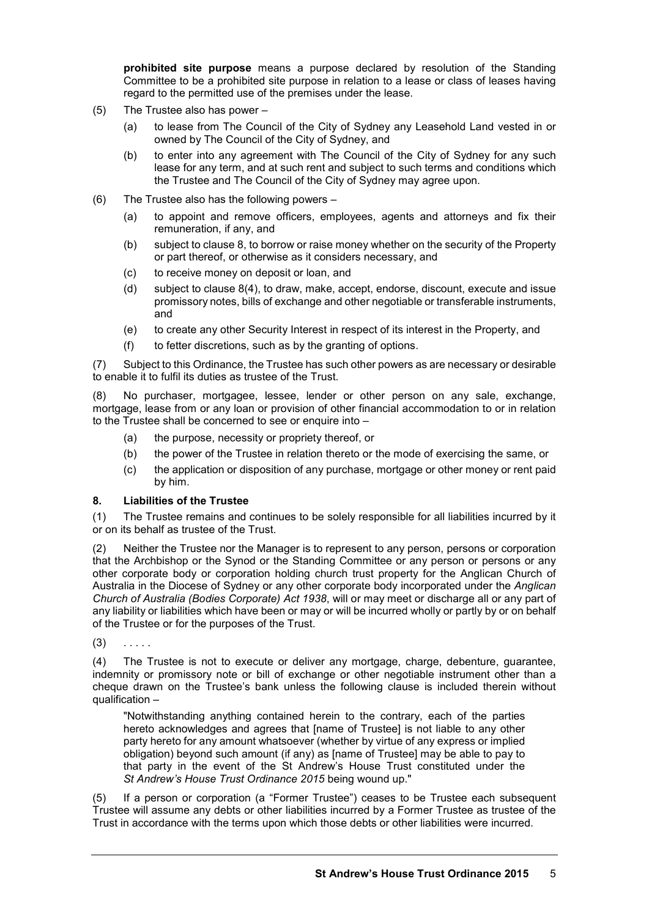**prohibited site purpose** means a purpose declared by resolution of the Standing Committee to be a prohibited site purpose in relation to a lease or class of leases having regard to the permitted use of the premises under the lease.

(5) The Trustee also has power –

- (a) to lease from The Council of the City of Sydney any Leasehold Land vested in or owned by The Council of the City of Sydney, and
- (b) to enter into any agreement with The Council of the City of Sydney for any such lease for any term, and at such rent and subject to such terms and conditions which the Trustee and The Council of the City of Sydney may agree upon.

(6) The Trustee also has the following powers –

- (a) to appoint and remove officers, employees, agents and attorneys and fix their remuneration, if any, and
- (b) subject to clause 8, to borrow or raise money whether on the security of the Property or part thereof, or otherwise as it considers necessary, and
- (c) to receive money on deposit or loan, and
- (d) subject to clause 8(4), to draw, make, accept, endorse, discount, execute and issue promissory notes, bills of exchange and other negotiable or transferable instruments, and
- (e) to create any other Security Interest in respect of its interest in the Property, and
- (f) to fetter discretions, such as by the granting of options.

(7) Subject to this Ordinance, the Trustee has such other powers as are necessary or desirable to enable it to fulfil its duties as trustee of the Trust.

(8) No purchaser, mortgagee, lessee, lender or other person on any sale, exchange, mortgage, lease from or any loan or provision of other financial accommodation to or in relation to the Trustee shall be concerned to see or enquire into –

- (a) the purpose, necessity or propriety thereof, or
- (b) the power of the Trustee in relation thereto or the mode of exercising the same, or
- (c) the application or disposition of any purchase, mortgage or other money or rent paid by him.

### 8. Liabilities of the Trustee

(1) The Trustee remains and continues to be solely responsible for all liabilities incurred by it or on its behalf as trustee of the Trust.

(2) Neither the Trustee nor the Manager is to represent to any person, persons or corporation that the Archbishop or the Synod or the Standing Committee or any person or persons or any other corporate body or corporation holding church trust property for the Anglican Church of Australia in the Diocese of Sydney or any other corporate body incorporated under the *Anglican Church of Australia (Bodies Corporate) Act 1938*, will or may meet or discharge all or any part of any liability or liabilities which have been or may or will be incurred wholly or partly by or on behalf of the Trustee or for the purposes of the Trust.

(3) . . . . .

(4) The Trustee is not to execute or deliver any mortgage, charge, debenture, guarantee, indemnity or promissory note or bill of exchange or other negotiable instrument other than a cheque drawn on the Trustee's bank unless the following clause is included therein without qualification –

> "Notwithstanding anything contained herein to the contrary, each of the parties hereto acknowledges and agrees that [name of Trustee] is not liable to any other party hereto for any amount whatsoever (whether by virtue of any express or implied obligation) beyond such amount (if any) as [name of Trustee] may be able to pay to that party in the event of the St Andrew's House Trust constituted under the *St Andrew's House Trust Ordinance 2015* being wound up."

(5) If a person or corporation (a "Former Trustee") ceases to be Trustee each subsequent Trustee will assume any debts or other liabilities incurred by a Former Trustee as trustee of the Trust in accordance with the terms upon which those debts or other liabilities were incurred.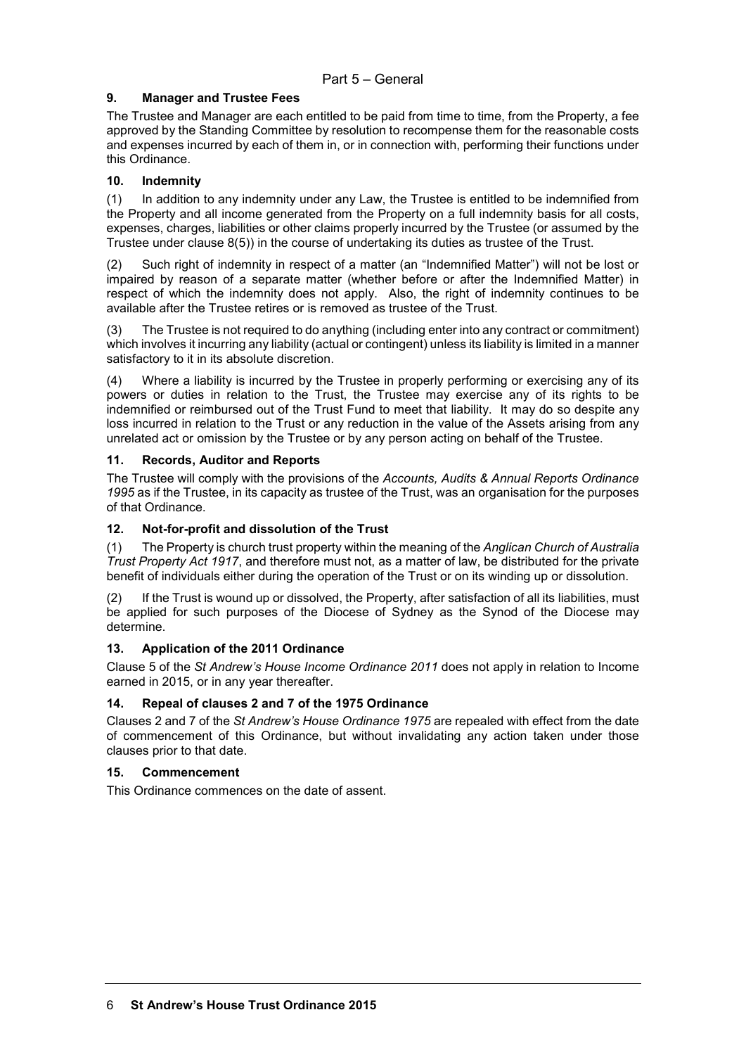## Part 5 – General

### 9. Manager and Trustee Fees

The Trustee and Manager are each entitled to be paid from time to time, from the Property, a fee approved by the Standing Committee by resolution to recompense them for the reasonable costs and expenses incurred by each of them in, or in connection with, performing their functions under this Ordinance.

### 10. Indemnity

(1) In addition to any indemnity under any Law, the Trustee is entitled to be indemnified from the Property and all income generated from the Property on a full indemnity basis for all costs, expenses, charges, liabilities or other claims properly incurred by the Trustee (or assumed by the Trustee under clause 8(5)) in the course of undertaking its duties as trustee of the Trust.

(2) Such right of indemnity in respect of a matter (an "Indemnified Matter") will not be lost or impaired by reason of a separate matter (whether before or after the Indemnified Matter) in respect of which the indemnity does not apply. Also, the right of indemnity continues to be available after the Trustee retires or is removed as trustee of the Trust.

(3) The Trustee is not required to do anything (including enter into any contract or commitment) which involves it incurring any liability (actual or contingent) unless its liability is limited in a manner satisfactory to it in its absolute discretion.

(4) Where a liability is incurred by the Trustee in properly performing or exercising any of its powers or duties in relation to the Trust, the Trustee may exercise any of its rights to be indemnified or reimbursed out of the Trust Fund to meet that liability. It may do so despite any loss incurred in relation to the Trust or any reduction in the value of the Assets arising from any unrelated act or omission by the Trustee or by any person acting on behalf of the Trustee.

### 11. Records, Auditor and Reports

The Trustee will comply with the provisions of the *Accounts, Audits & Annual Reports Ordinance 1995* as if the Trustee, in its capacity as trustee of the Trust, was an organisation for the purposes of that Ordinance.

### 12. Not-for-profit and dissolution of the Trust

(1) The Property is church trust property within the meaning of the *Anglican Church of Australia Trust Property Act 1917*, and therefore must not, as a matter of law, be distributed for the private benefit of individuals either during the operation of the Trust or on its winding up or dissolution.

(2) If the Trust is wound up or dissolved, the Property, after satisfaction of all its liabilities, must be applied for such purposes of the Diocese of Sydney as the Synod of the Diocese may determine.

### 13. Application of the 2011 Ordinance

Clause 5 of the *St Andrew's House Income Ordinance 2011* does not apply in relation to Income earned in 2015, or in any year thereafter.

### 14. Repeal of clauses 2 and 7 of the 1975 Ordinance

Clauses 2 and 7 of the *St Andrew's House Ordinance 1975* are repealed with effect from the date of commencement of this Ordinance, but without invalidating any action taken under those clauses prior to that date.

### 15. Commencement

This Ordinance commences on the date of assent.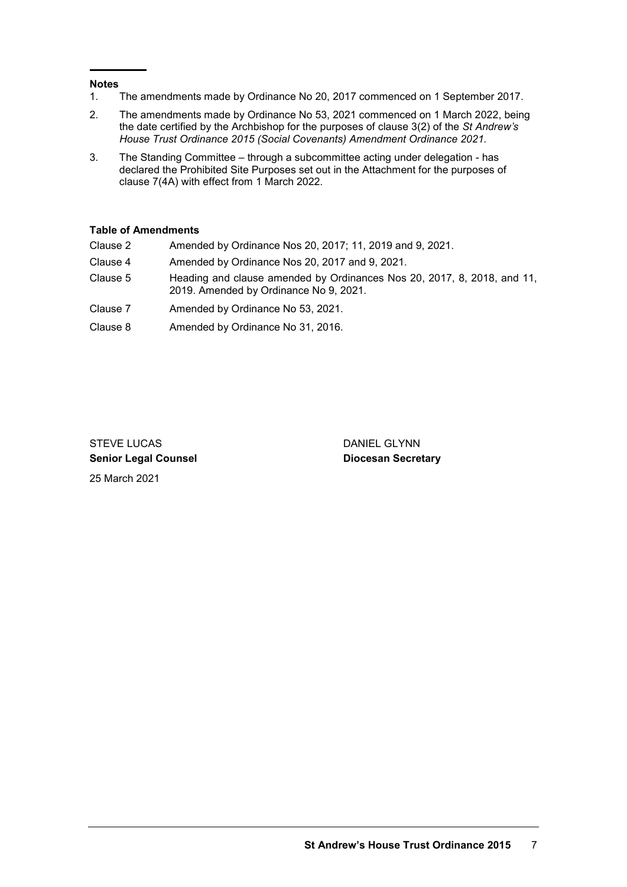**Notes**

1. The amendments made by Ordinance No 20, 2017 commenced on 1 September 2017.
2. The amendments made by Ordinance No 53, 2021 commenced on 1 March 2022, being the date certified by the Archbishop for the purposes of clause 3(2) of the *St Andrew's House Trust Ordinance 2015 (Social Covenants) Amendment Ordinance 2021.*
3. The Standing Committee – through a subcommittee acting under delegation - has declared the Prohibited Site Purposes set out in the Attachment for the purposes of clause 7(4A) with effect from 1 March 2022.

**Table of Amendments**

| | |
|---|---|
| Clause 2 | Amended by Ordinance Nos 20, 2017; 11, 2019 and 9, 2021. |
| Clause 4 | Amended by Ordinance Nos 20, 2017 and 9, 2021. |
| Clause 5 | Heading and clause amended by Ordinances Nos 20, 2017, 8, 2018, and 11, 2019. Amended by Ordinance No 9, 2021. |
| Clause 7 | Amended by Ordinance No 53, 2021. |
| Clause 8 | Amended by Ordinance No 31, 2016. |

STEVE LUCAS
**Senior Legal Counsel**

DANIEL GLYNN
**Diocesan Secretary**

25 March 2021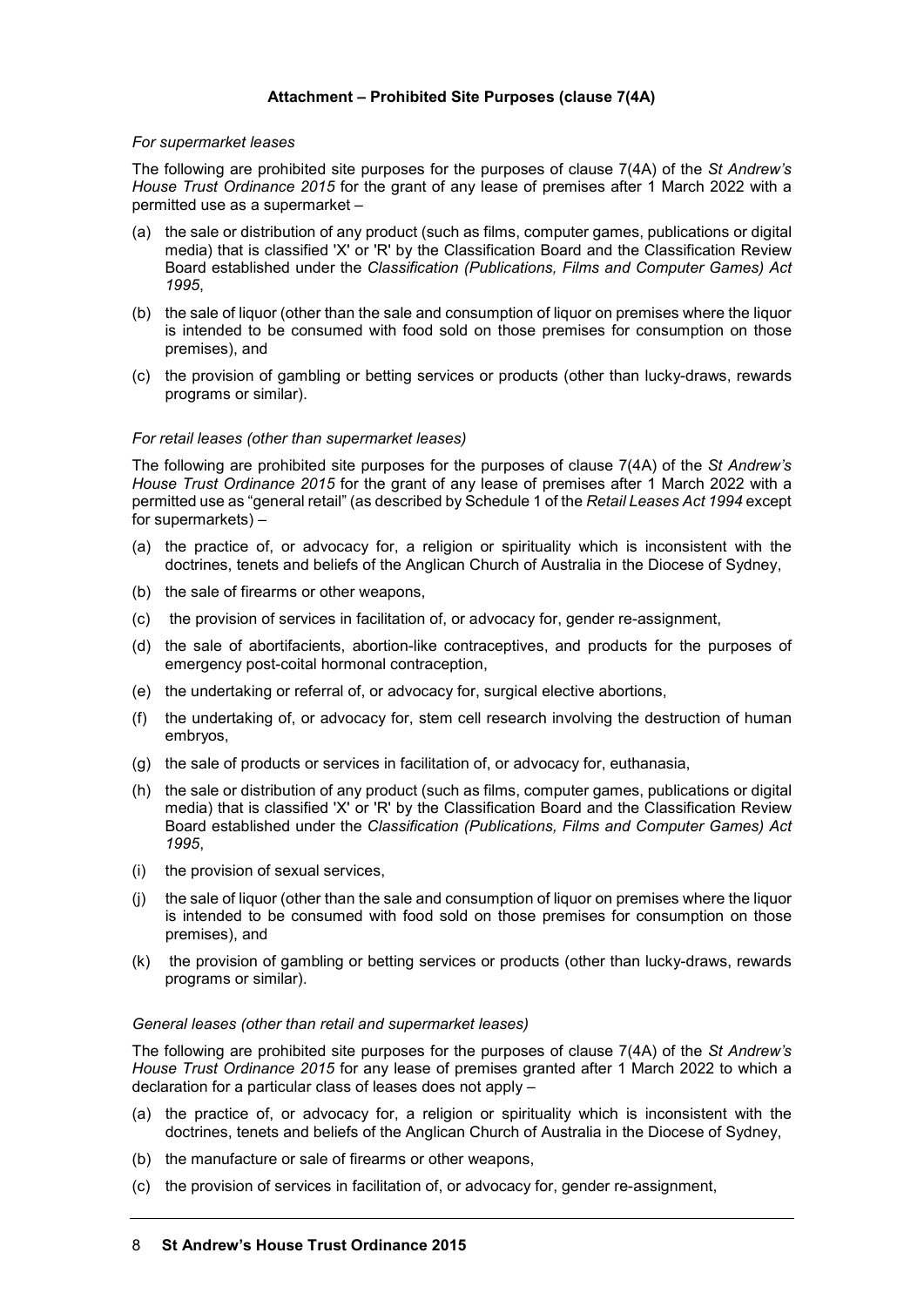**Attachment – Prohibited Site Purposes (clause 7(4A)**

*For supermarket leases*

The following are prohibited site purposes for the purposes of clause 7(4A) of the *St Andrew's House Trust Ordinance 2015* for the grant of any lease of premises after 1 March 2022 with a permitted use as a supermarket –

(a) the sale or distribution of any product (such as films, computer games, publications or digital media) that is classified 'X' or 'R' by the Classification Board and the Classification Review Board established under the *Classification (Publications, Films and Computer Games) Act 1995*,

(b) the sale of liquor (other than the sale and consumption of liquor on premises where the liquor is intended to be consumed with food sold on those premises for consumption on those premises), and

(c) the provision of gambling or betting services or products (other than lucky-draws, rewards programs or similar).

*For retail leases (other than supermarket leases)*

The following are prohibited site purposes for the purposes of clause 7(4A) of the *St Andrew's House Trust Ordinance 2015* for the grant of any lease of premises after 1 March 2022 with a permitted use as "general retail" (as described by Schedule 1 of the *Retail Leases Act 1994* except for supermarkets) –

(a) the practice of, or advocacy for, a religion or spirituality which is inconsistent with the doctrines, tenets and beliefs of the Anglican Church of Australia in the Diocese of Sydney,

(b) the sale of firearms or other weapons,

(c) the provision of services in facilitation of, or advocacy for, gender re-assignment,

(d) the sale of abortifacients, abortion-like contraceptives, and products for the purposes of emergency post-coital hormonal contraception,

(e) the undertaking or referral of, or advocacy for, surgical elective abortions,

(f) the undertaking of, or advocacy for, stem cell research involving the destruction of human embryos,

(g) the sale of products or services in facilitation of, or advocacy for, euthanasia,

(h) the sale or distribution of any product (such as films, computer games, publications or digital media) that is classified 'X' or 'R' by the Classification Board and the Classification Review Board established under the *Classification (Publications, Films and Computer Games) Act 1995*,

(i) the provision of sexual services,

(j) the sale of liquor (other than the sale and consumption of liquor on premises where the liquor is intended to be consumed with food sold on those premises for consumption on those premises), and

(k) the provision of gambling or betting services or products (other than lucky-draws, rewards programs or similar).

*General leases (other than retail and supermarket leases)*

The following are prohibited site purposes for the purposes of clause 7(4A) of the *St Andrew's House Trust Ordinance 2015* for any lease of premises granted after 1 March 2022 to which a declaration for a particular class of leases does not apply –

(a) the practice of, or advocacy for, a religion or spirituality which is inconsistent with the doctrines, tenets and beliefs of the Anglican Church of Australia in the Diocese of Sydney,

(b) the manufacture or sale of firearms or other weapons,

(c) the provision of services in facilitation of, or advocacy for, gender re-assignment,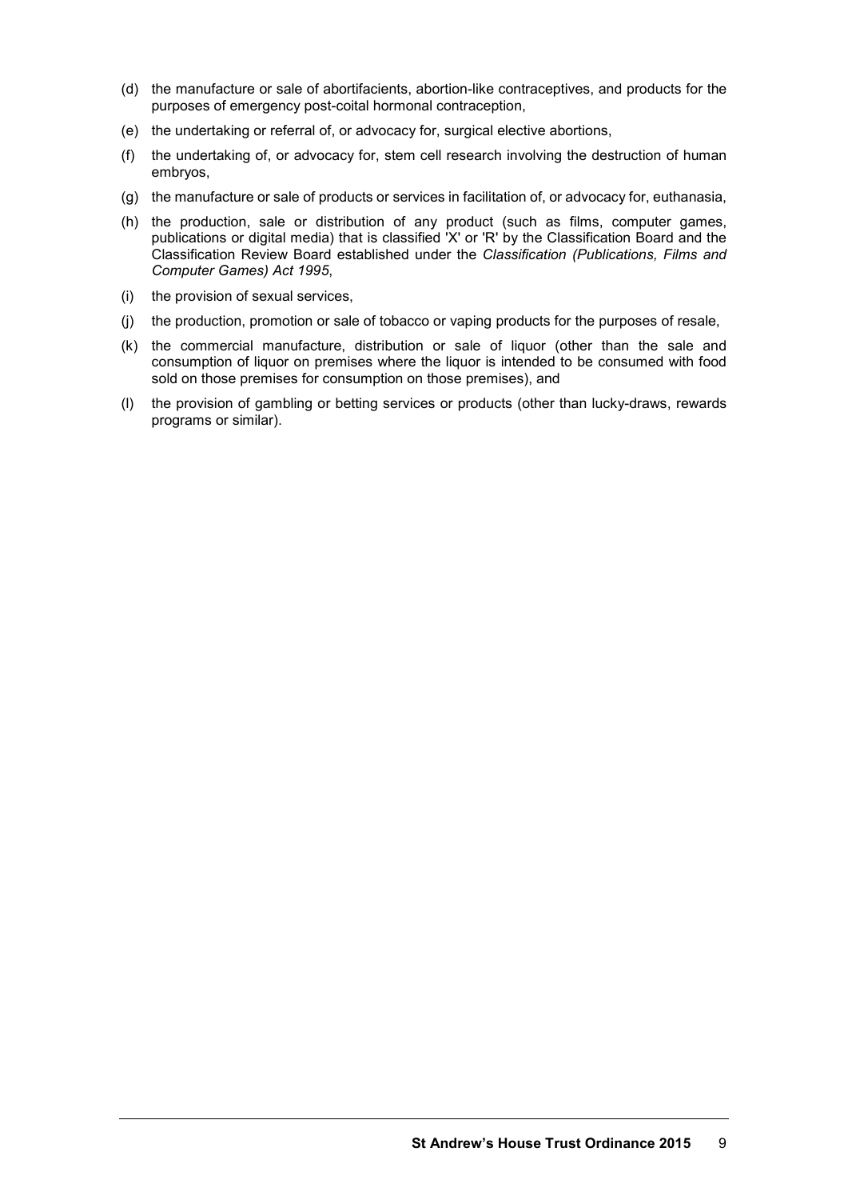(d) the manufacture or sale of abortifacients, abortion-like contraceptives, and products for the purposes of emergency post-coital hormonal contraception,

(e) the undertaking or referral of, or advocacy for, surgical elective abortions,

(f) the undertaking of, or advocacy for, stem cell research involving the destruction of human embryos,

(g) the manufacture or sale of products or services in facilitation of, or advocacy for, euthanasia,

(h) the production, sale or distribution of any product (such as films, computer games, publications or digital media) that is classified 'X' or 'R' by the Classification Board and the Classification Review Board established under the *Classification (Publications, Films and Computer Games) Act 1995*,

(i) the provision of sexual services,

(j) the production, promotion or sale of tobacco or vaping products for the purposes of resale,

(k) the commercial manufacture, distribution or sale of liquor (other than the sale and consumption of liquor on premises where the liquor is intended to be consumed with food sold on those premises for consumption on those premises), and

(l) the provision of gambling or betting services or products (other than lucky-draws, rewards programs or similar).